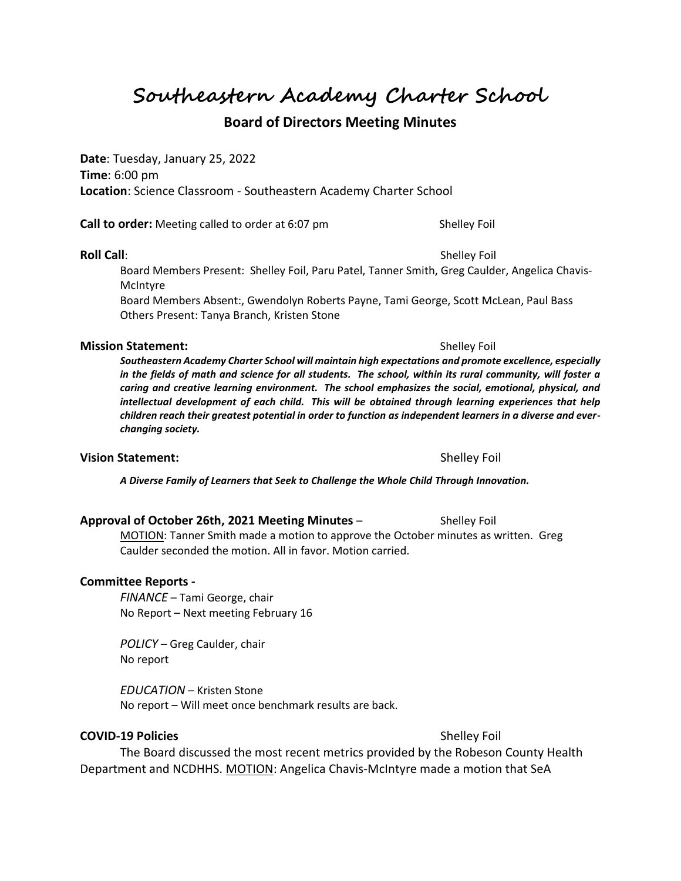# Southeastern Academy Charter School

## Board of Directors Meeting Minutes

**Date**: Tuesday, January 25, 2022
**Time**: 6:00 pm
**Location**: Science Classroom - Southeastern Academy Charter School

**Call to order:** Meeting called to order at 6:07 pm — Shelley Foil

**Roll Call**: — Shelley Foil

Board Members Present: Shelley Foil, Paru Patel, Tanner Smith, Greg Caulder, Angelica Chavis-McIntyre
Board Members Absent:, Gwendolyn Roberts Payne, Tami George, Scott McLean, Paul Bass
Others Present: Tanya Branch, Kristen Stone

**Mission Statement:** — Shelley Foil

***Southeastern Academy Charter School will maintain high expectations and promote excellence, especially in the fields of math and science for all students. The school, within its rural community, will foster a caring and creative learning environment. The school emphasizes the social, emotional, physical, and intellectual development of each child. This will be obtained through learning experiences that help children reach their greatest potential in order to function as independent learners in a diverse and ever-changing society.***

**Vision Statement:** — Shelley Foil

***A Diverse Family of Learners that Seek to Challenge the Whole Child Through Innovation.***

**Approval of October 26th, 2021 Meeting Minutes** – — Shelley Foil

MOTION: Tanner Smith made a motion to approve the October minutes as written. Greg Caulder seconded the motion. All in favor. Motion carried.

**Committee Reports -**

*FINANCE* – Tami George, chair
No Report – Next meeting February 16

*POLICY* – Greg Caulder, chair
No report

*EDUCATION* – Kristen Stone
No report – Will meet once benchmark results are back.

**COVID-19 Policies** — Shelley Foil

The Board discussed the most recent metrics provided by the Robeson County Health Department and NCDHHS. MOTION: Angelica Chavis-McIntyre made a motion that SeA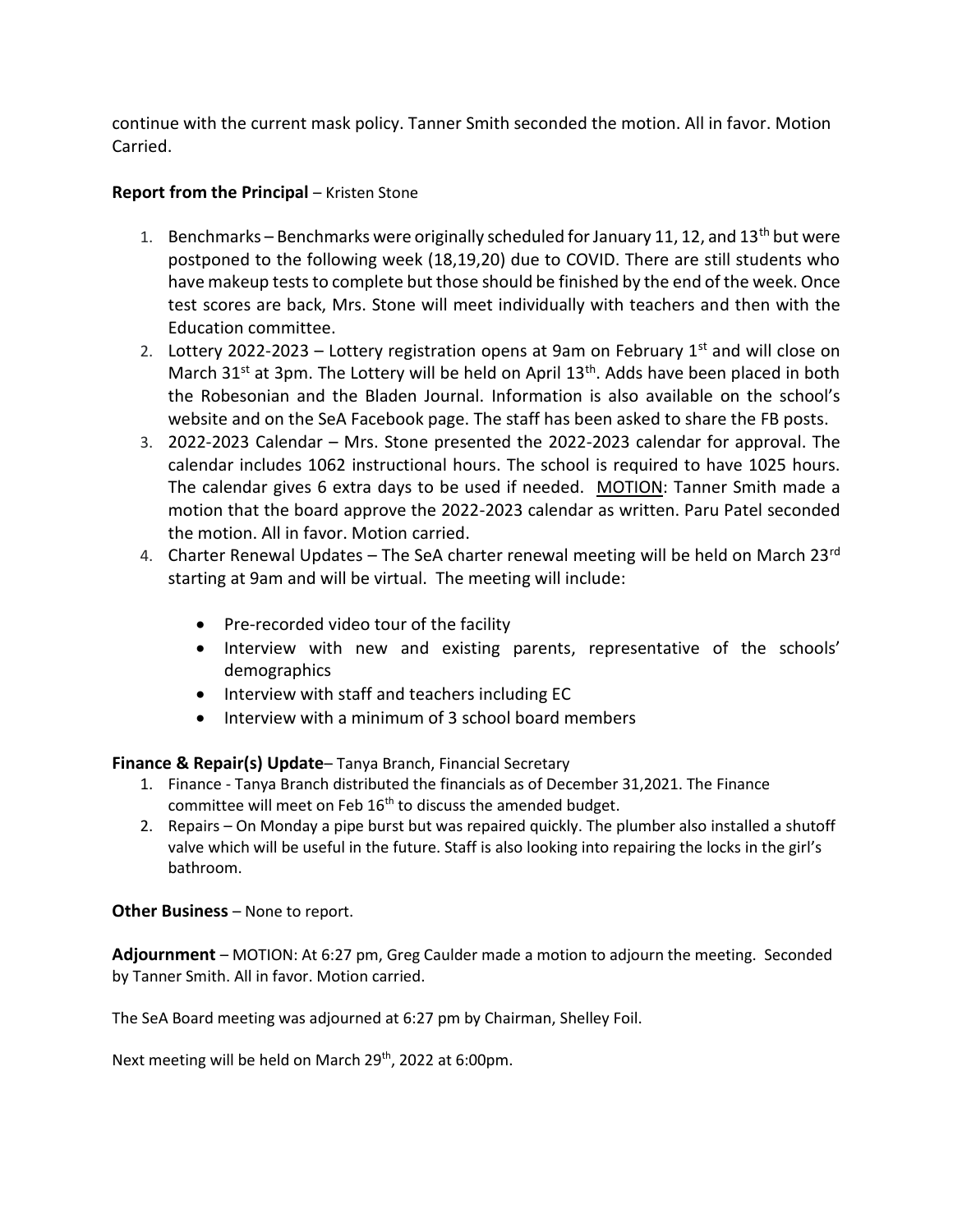continue with the current mask policy. Tanner Smith seconded the motion. All in favor. Motion Carried.

**Report from the Principal** – Kristen Stone

1. Benchmarks – Benchmarks were originally scheduled for January 11, 12, and 13th but were postponed to the following week (18,19,20) due to COVID. There are still students who have makeup tests to complete but those should be finished by the end of the week. Once test scores are back, Mrs. Stone will meet individually with teachers and then with the Education committee.
2. Lottery 2022-2023 – Lottery registration opens at 9am on February 1st and will close on March 31st at 3pm. The Lottery will be held on April 13th. Adds have been placed in both the Robesonian and the Bladen Journal. Information is also available on the school's website and on the SeA Facebook page. The staff has been asked to share the FB posts.
3. 2022-2023 Calendar – Mrs. Stone presented the 2022-2023 calendar for approval. The calendar includes 1062 instructional hours. The school is required to have 1025 hours. The calendar gives 6 extra days to be used if needed. MOTION: Tanner Smith made a motion that the board approve the 2022-2023 calendar as written. Paru Patel seconded the motion. All in favor. Motion carried.
4. Charter Renewal Updates – The SeA charter renewal meeting will be held on March 23rd starting at 9am and will be virtual. The meeting will include:
   - Pre-recorded video tour of the facility
   - Interview with new and existing parents, representative of the schools' demographics
   - Interview with staff and teachers including EC
   - Interview with a minimum of 3 school board members

**Finance & Repair(s) Update**– Tanya Branch, Financial Secretary

1. Finance - Tanya Branch distributed the financials as of December 31,2021. The Finance committee will meet on Feb 16th to discuss the amended budget.
2. Repairs – On Monday a pipe burst but was repaired quickly. The plumber also installed a shutoff valve which will be useful in the future. Staff is also looking into repairing the locks in the girl's bathroom.

**Other Business** – None to report.

**Adjournment** – MOTION: At 6:27 pm, Greg Caulder made a motion to adjourn the meeting. Seconded by Tanner Smith. All in favor. Motion carried.

The SeA Board meeting was adjourned at 6:27 pm by Chairman, Shelley Foil.

Next meeting will be held on March 29th, 2022 at 6:00pm.